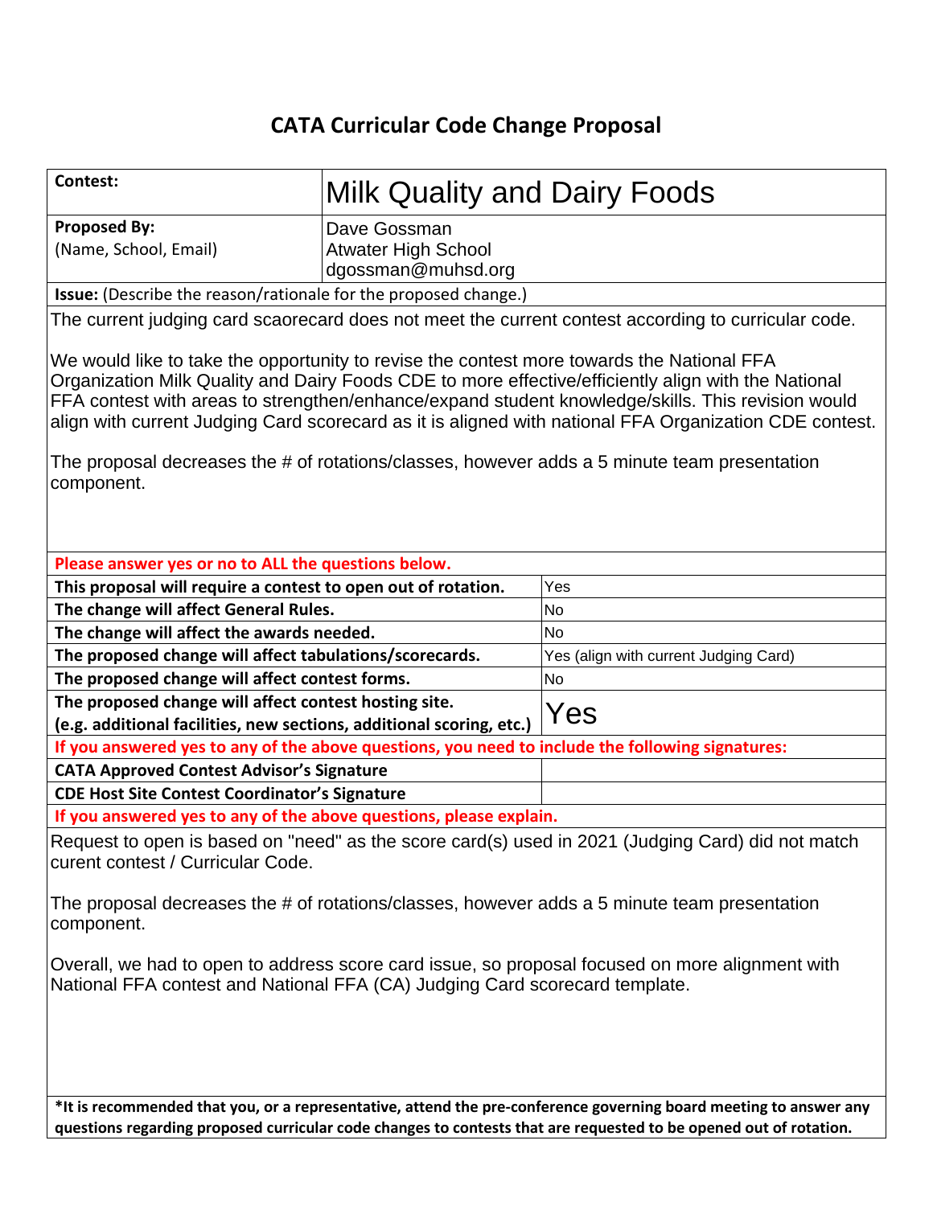# CATA Curricular Code Change Proposal

| Contest: | Milk Quality and Dairy Foods |
|---|---|
| **Proposed By:** (Name, School, Email) | Dave Gossman<br>Atwater High School<br>dgossman@muhsd.org |

**Issue:** (Describe the reason/rationale for the proposed change.)

The current judging card scaorecard does not meet the current contest according to curricular code.

We would like to take the opportunity to revise the contest more towards the National FFA Organization Milk Quality and Dairy Foods CDE to more effective/efficiently align with the National FFA contest with areas to strengthen/enhance/expand student knowledge/skills. This revision would align with current Judging Card scorecard as it is aligned with national FFA Organization CDE contest.

The proposal decreases the # of rotations/classes, however adds a 5 minute team presentation component.

**Please answer yes or no to ALL the questions below.**

| Question | Answer |
|---|---|
| **This proposal will require a contest to open out of rotation.** | Yes |
| **The change will affect General Rules.** | No |
| **The change will affect the awards needed.** | No |
| **The proposed change will affect tabulations/scorecards.** | Yes (align with current Judging Card) |
| **The proposed change will affect contest forms.** | No |
| **The proposed change will affect contest hosting site.** **(e.g. additional facilities, new sections, additional scoring, etc.)** | Yes |

**If you answered yes to any of the above questions, you need to include the following signatures:**

| Signature | |
|---|---|
| **CATA Approved Contest Advisor's Signature** | |
| **CDE Host Site Contest Coordinator's Signature** | |

**If you answered yes to any of the above questions, please explain.**

Request to open is based on "need" as the score card(s) used in 2021 (Judging Card) did not match curent contest / Curricular Code.

The proposal decreases the # of rotations/classes, however adds a 5 minute team presentation component.

Overall, we had to open to address score card issue, so proposal focused on more alignment with National FFA contest and National FFA (CA) Judging Card scorecard template.

**\*It is recommended that you, or a representative, attend the pre-conference governing board meeting to answer any questions regarding proposed curricular code changes to contests that are requested to be opened out of rotation.**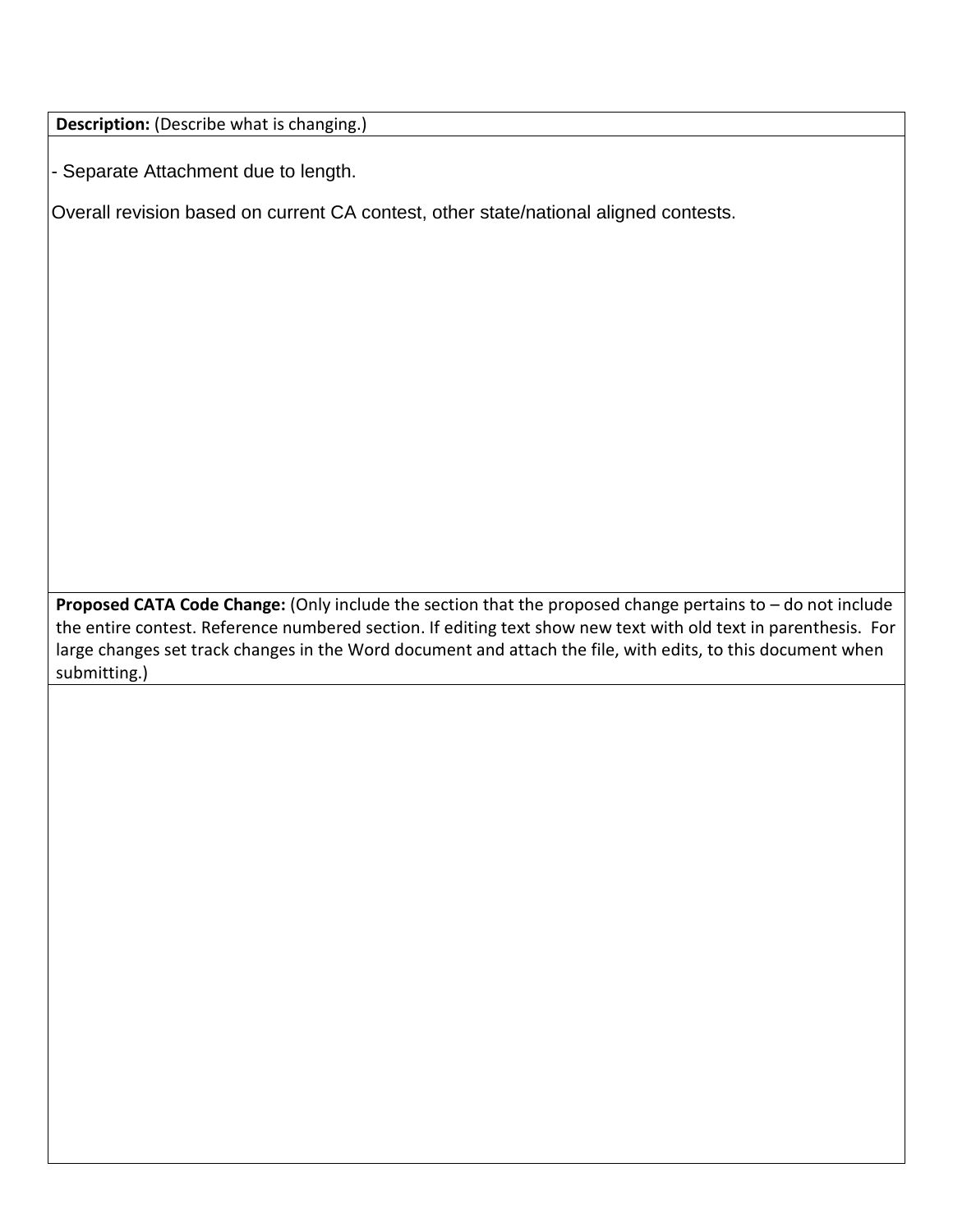**Description:** (Describe what is changing.)

- Separate Attachment due to length.

Overall revision based on current CA contest, other state/national aligned contests.

**Proposed CATA Code Change:** (Only include the section that the proposed change pertains to – do not include the entire contest. Reference numbered section. If editing text show new text with old text in parenthesis. For large changes set track changes in the Word document and attach the file, with edits, to this document when submitting.)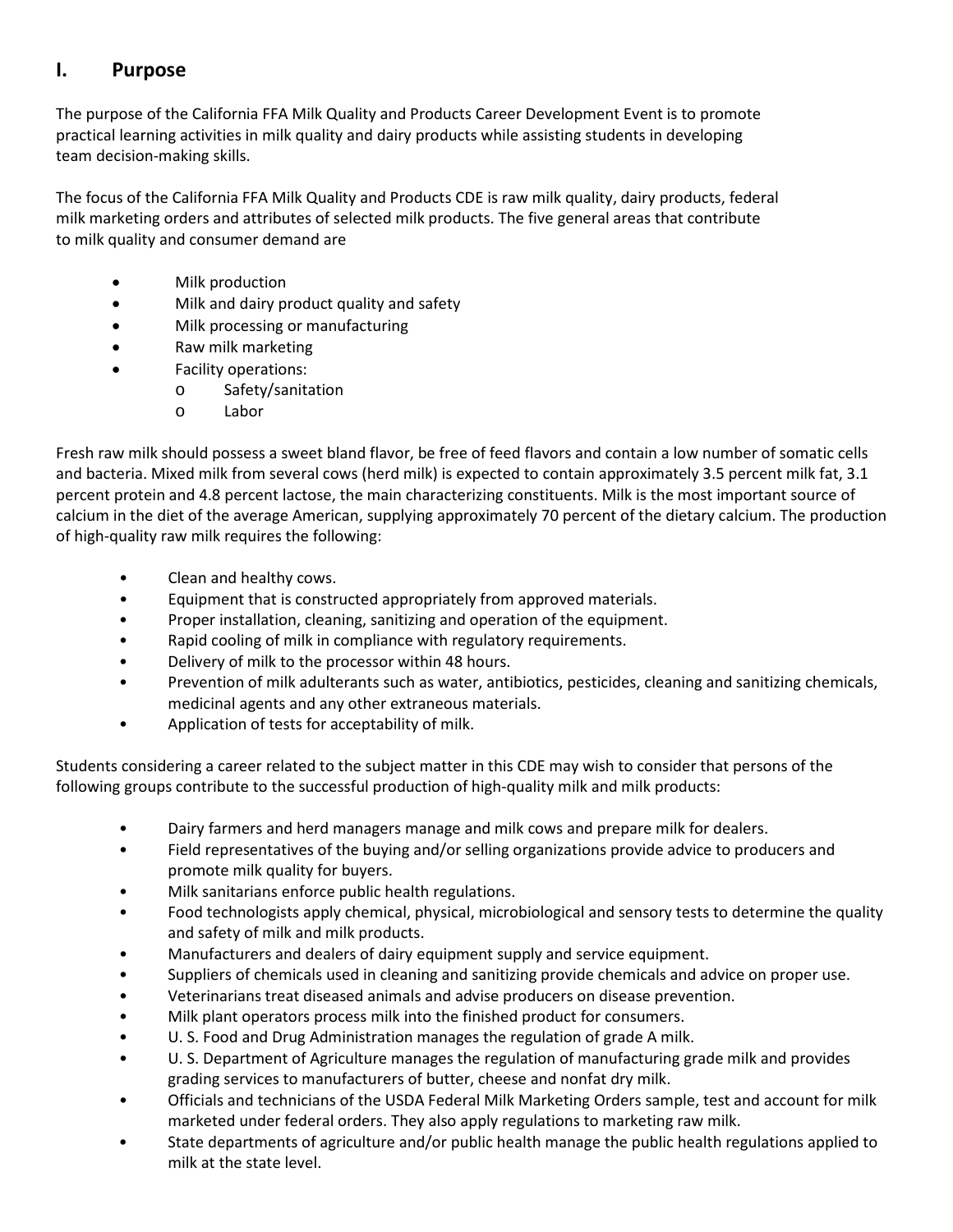## I. Purpose

The purpose of the California FFA Milk Quality and Products Career Development Event is to promote practical learning activities in milk quality and dairy products while assisting students in developing team decision-making skills.

The focus of the California FFA Milk Quality and Products CDE is raw milk quality, dairy products, federal milk marketing orders and attributes of selected milk products. The five general areas that contribute to milk quality and consumer demand are

- Milk production
- Milk and dairy product quality and safety
- Milk processing or manufacturing
- Raw milk marketing
- Facility operations:
  - Safety/sanitation
  - Labor

Fresh raw milk should possess a sweet bland flavor, be free of feed flavors and contain a low number of somatic cells and bacteria. Mixed milk from several cows (herd milk) is expected to contain approximately 3.5 percent milk fat, 3.1 percent protein and 4.8 percent lactose, the main characterizing constituents. Milk is the most important source of calcium in the diet of the average American, supplying approximately 70 percent of the dietary calcium. The production of high-quality raw milk requires the following:

- Clean and healthy cows.
- Equipment that is constructed appropriately from approved materials.
- Proper installation, cleaning, sanitizing and operation of the equipment.
- Rapid cooling of milk in compliance with regulatory requirements.
- Delivery of milk to the processor within 48 hours.
- Prevention of milk adulterants such as water, antibiotics, pesticides, cleaning and sanitizing chemicals, medicinal agents and any other extraneous materials.
- Application of tests for acceptability of milk.

Students considering a career related to the subject matter in this CDE may wish to consider that persons of the following groups contribute to the successful production of high-quality milk and milk products:

- Dairy farmers and herd managers manage and milk cows and prepare milk for dealers.
- Field representatives of the buying and/or selling organizations provide advice to producers and promote milk quality for buyers.
- Milk sanitarians enforce public health regulations.
- Food technologists apply chemical, physical, microbiological and sensory tests to determine the quality and safety of milk and milk products.
- Manufacturers and dealers of dairy equipment supply and service equipment.
- Suppliers of chemicals used in cleaning and sanitizing provide chemicals and advice on proper use.
- Veterinarians treat diseased animals and advise producers on disease prevention.
- Milk plant operators process milk into the finished product for consumers.
- U. S. Food and Drug Administration manages the regulation of grade A milk.
- U. S. Department of Agriculture manages the regulation of manufacturing grade milk and provides grading services to manufacturers of butter, cheese and nonfat dry milk.
- Officials and technicians of the USDA Federal Milk Marketing Orders sample, test and account for milk marketed under federal orders. They also apply regulations to marketing raw milk.
- State departments of agriculture and/or public health manage the public health regulations applied to milk at the state level.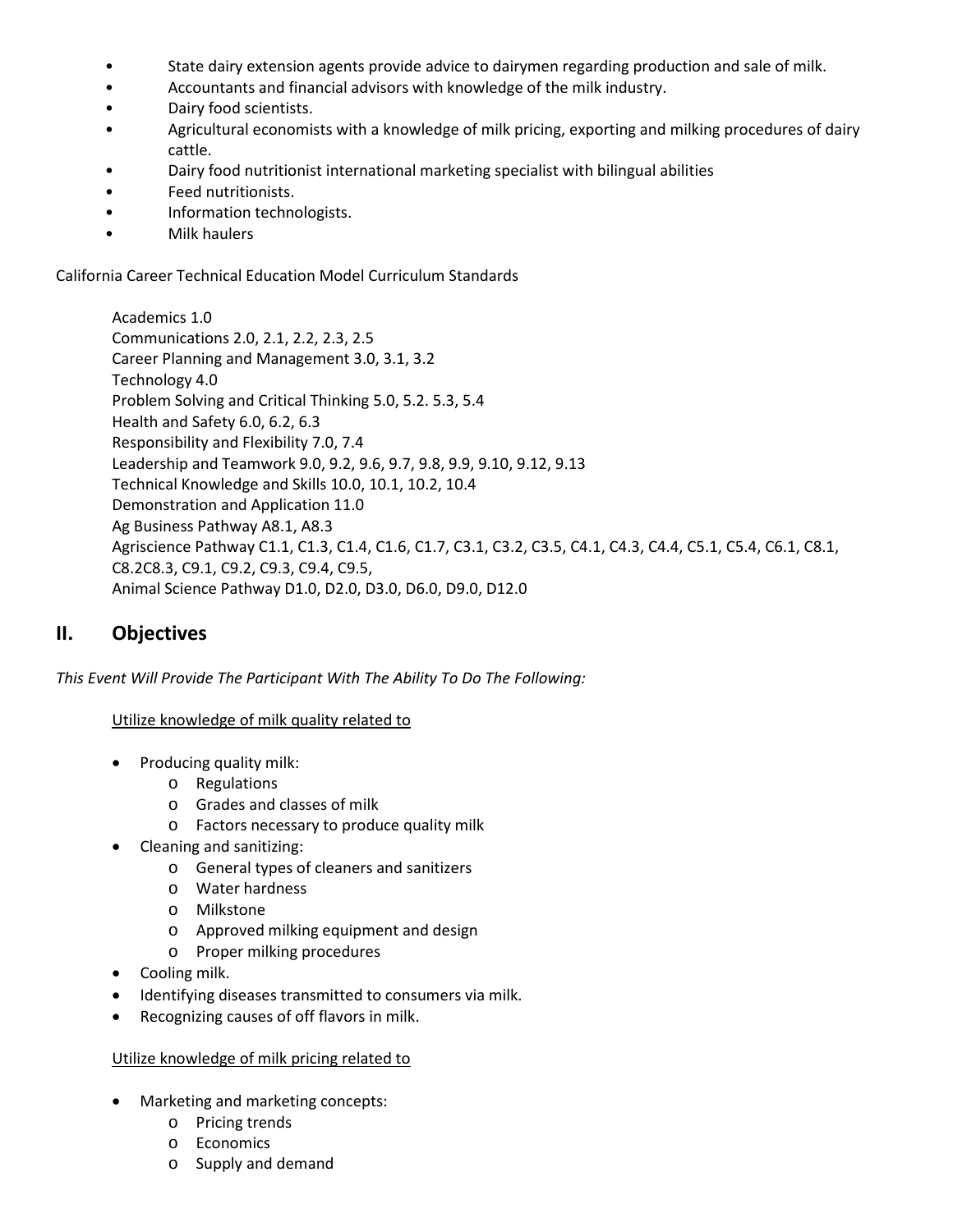- State dairy extension agents provide advice to dairymen regarding production and sale of milk.
- Accountants and financial advisors with knowledge of the milk industry.
- Dairy food scientists.
- Agricultural economists with a knowledge of milk pricing, exporting and milking procedures of dairy cattle.
- Dairy food nutritionist international marketing specialist with bilingual abilities
- Feed nutritionists.
- Information technologists.
- Milk haulers

California Career Technical Education Model Curriculum Standards

Academics 1.0
Communications 2.0, 2.1, 2.2, 2.3, 2.5
Career Planning and Management 3.0, 3.1, 3.2
Technology 4.0
Problem Solving and Critical Thinking 5.0, 5.2. 5.3, 5.4
Health and Safety 6.0, 6.2, 6.3
Responsibility and Flexibility 7.0, 7.4
Leadership and Teamwork 9.0, 9.2, 9.6, 9.7, 9.8, 9.9, 9.10, 9.12, 9.13
Technical Knowledge and Skills 10.0, 10.1, 10.2, 10.4
Demonstration and Application 11.0
Ag Business Pathway A8.1, A8.3
Agriscience Pathway C1.1, C1.3, C1.4, C1.6, C1.7, C3.1, C3.2, C3.5, C4.1, C4.3, C4.4, C5.1, C5.4, C6.1, C8.1, C8.2C8.3, C9.1, C9.2, C9.3, C9.4, C9.5,
Animal Science Pathway D1.0, D2.0, D3.0, D6.0, D9.0, D12.0

## II. Objectives

*This Event Will Provide The Participant With The Ability To Do The Following:*

<u>Utilize knowledge of milk quality related to</u>

- Producing quality milk:
  - Regulations
  - Grades and classes of milk
  - Factors necessary to produce quality milk
- Cleaning and sanitizing:
  - General types of cleaners and sanitizers
  - Water hardness
  - Milkstone
  - Approved milking equipment and design
  - Proper milking procedures
- Cooling milk.
- Identifying diseases transmitted to consumers via milk.
- Recognizing causes of off flavors in milk.

<u>Utilize knowledge of milk pricing related to</u>

- Marketing and marketing concepts:
  - Pricing trends
  - Economics
  - Supply and demand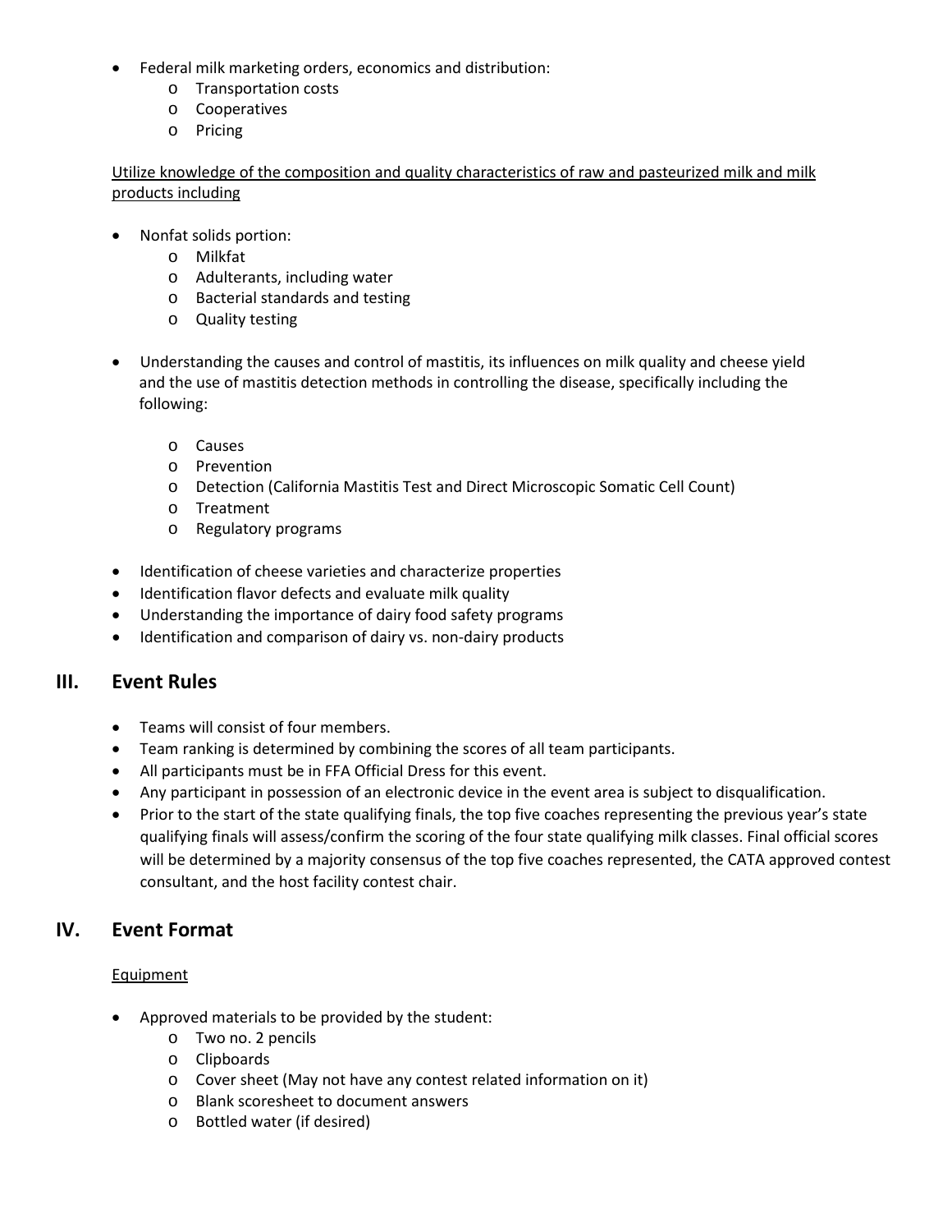- Federal milk marketing orders, economics and distribution:
  - Transportation costs
  - Cooperatives
  - Pricing

Utilize knowledge of the composition and quality characteristics of raw and pasteurized milk and milk products including

- Nonfat solids portion:
  - Milkfat
  - Adulterants, including water
  - Bacterial standards and testing
  - Quality testing

- Understanding the causes and control of mastitis, its influences on milk quality and cheese yield and the use of mastitis detection methods in controlling the disease, specifically including the following:

  - Causes
  - Prevention
  - Detection (California Mastitis Test and Direct Microscopic Somatic Cell Count)
  - Treatment
  - Regulatory programs

- Identification of cheese varieties and characterize properties
- Identification flavor defects and evaluate milk quality
- Understanding the importance of dairy food safety programs
- Identification and comparison of dairy vs. non-dairy products

## III. Event Rules

- Teams will consist of four members.
- Team ranking is determined by combining the scores of all team participants.
- All participants must be in FFA Official Dress for this event.
- Any participant in possession of an electronic device in the event area is subject to disqualification.
- Prior to the start of the state qualifying finals, the top five coaches representing the previous year's state qualifying finals will assess/confirm the scoring of the four state qualifying milk classes. Final official scores will be determined by a majority consensus of the top five coaches represented, the CATA approved contest consultant, and the host facility contest chair.

## IV. Event Format

Equipment

- Approved materials to be provided by the student:
  - Two no. 2 pencils
  - Clipboards
  - Cover sheet (May not have any contest related information on it)
  - Blank scoresheet to document answers
  - Bottled water (if desired)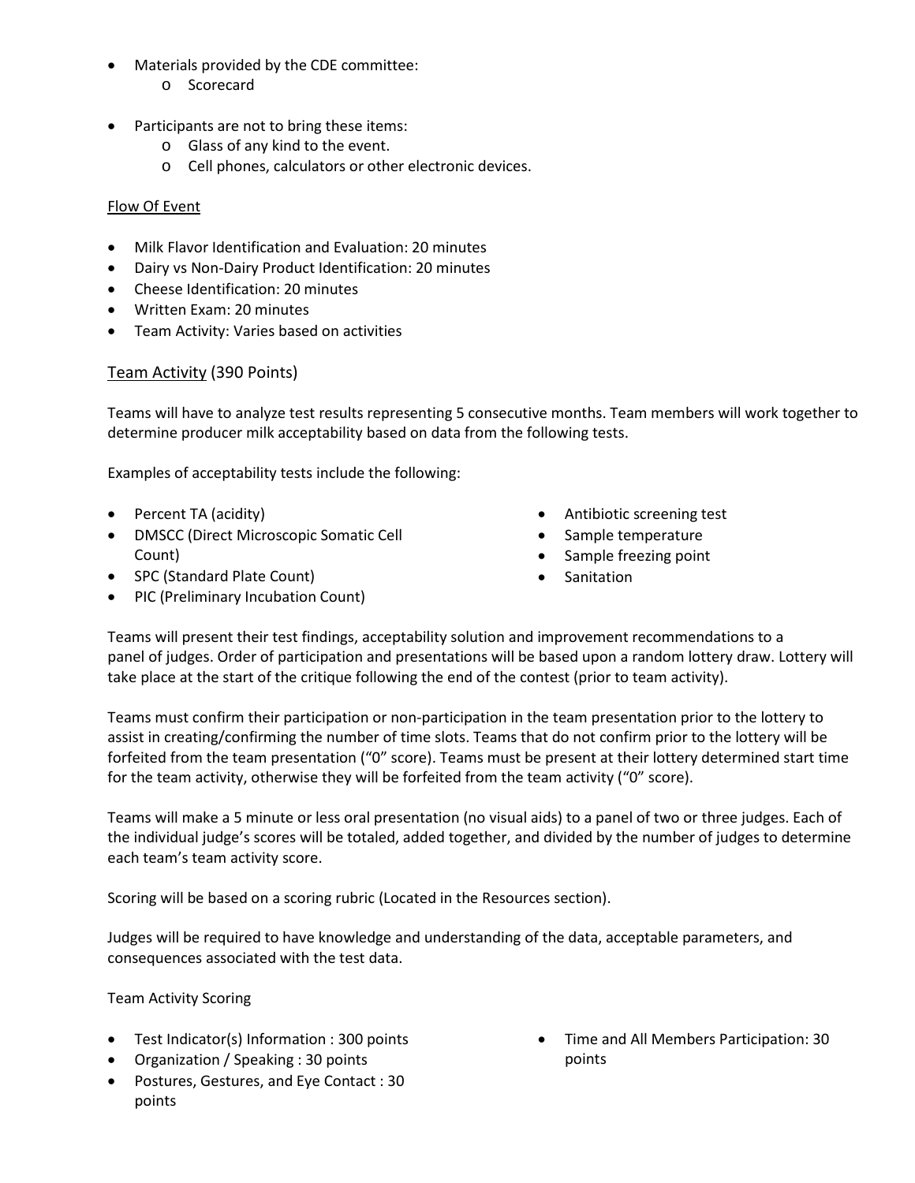- Materials provided by the CDE committee:
  - Scorecard

- Participants are not to bring these items:
  - Glass of any kind to the event.
  - Cell phones, calculators or other electronic devices.

Flow Of Event

- Milk Flavor Identification and Evaluation: 20 minutes
- Dairy vs Non-Dairy Product Identification: 20 minutes
- Cheese Identification: 20 minutes
- Written Exam: 20 minutes
- Team Activity: Varies based on activities

## Team Activity (390 Points)

Teams will have to analyze test results representing 5 consecutive months. Team members will work together to determine producer milk acceptability based on data from the following tests.

Examples of acceptability tests include the following:

- Percent TA (acidity)
- DMSCC (Direct Microscopic Somatic Cell Count)
- SPC (Standard Plate Count)
- PIC (Preliminary Incubation Count)
- Antibiotic screening test
- Sample temperature
- Sample freezing point
- Sanitation

Teams will present their test findings, acceptability solution and improvement recommendations to a panel of judges. Order of participation and presentations will be based upon a random lottery draw. Lottery will take place at the start of the critique following the end of the contest (prior to team activity).

Teams must confirm their participation or non-participation in the team presentation prior to the lottery to assist in creating/confirming the number of time slots. Teams that do not confirm prior to the lottery will be forfeited from the team presentation ("0" score). Teams must be present at their lottery determined start time for the team activity, otherwise they will be forfeited from the team activity ("0" score).

Teams will make a 5 minute or less oral presentation (no visual aids) to a panel of two or three judges. Each of the individual judge's scores will be totaled, added together, and divided by the number of judges to determine each team's team activity score.

Scoring will be based on a scoring rubric (Located in the Resources section).

Judges will be required to have knowledge and understanding of the data, acceptable parameters, and consequences associated with the test data.

Team Activity Scoring

- Test Indicator(s) Information : 300 points
- Organization / Speaking : 30 points
- Postures, Gestures, and Eye Contact : 30 points
- Time and All Members Participation: 30 points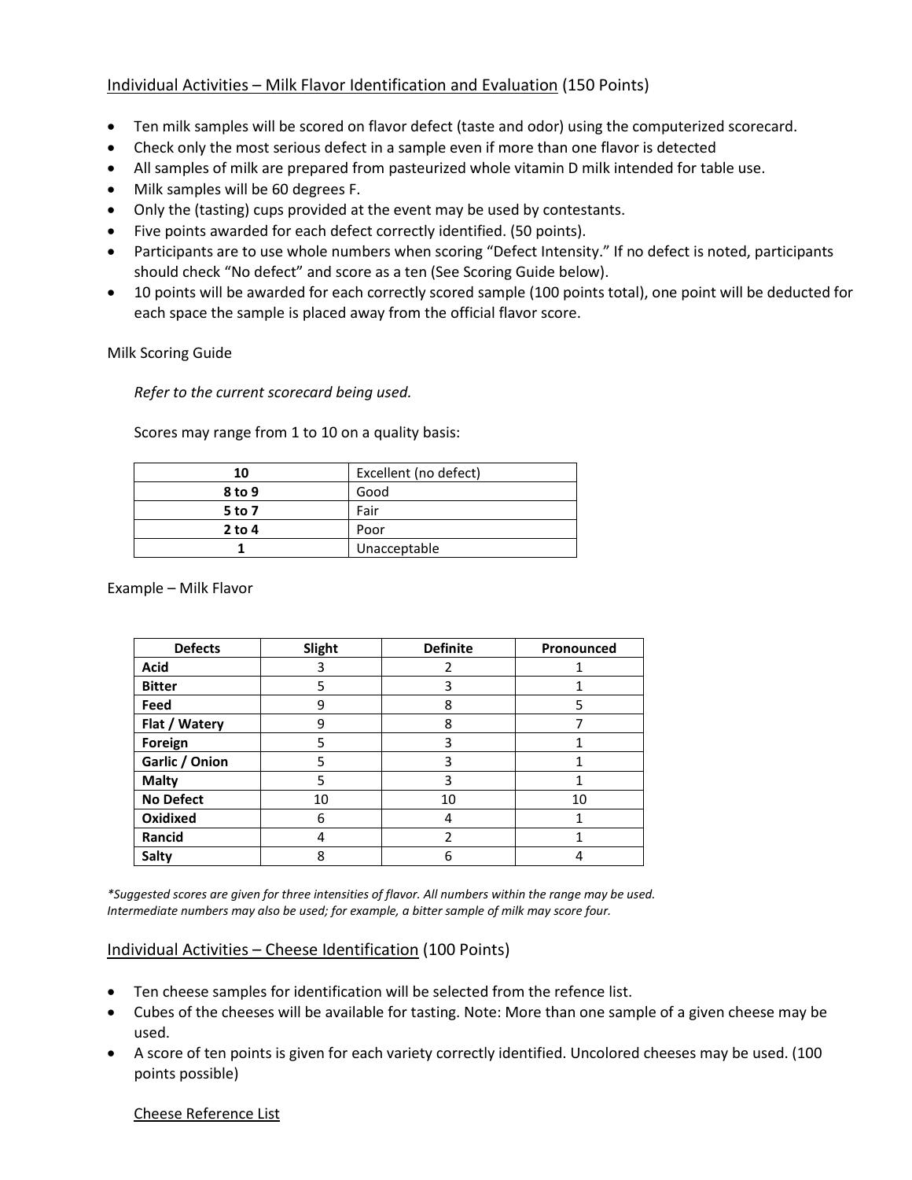## Individual Activities – Milk Flavor Identification and Evaluation (150 Points)

- Ten milk samples will be scored on flavor defect (taste and odor) using the computerized scorecard.
- Check only the most serious defect in a sample even if more than one flavor is detected
- All samples of milk are prepared from pasteurized whole vitamin D milk intended for table use.
- Milk samples will be 60 degrees F.
- Only the (tasting) cups provided at the event may be used by contestants.
- Five points awarded for each defect correctly identified. (50 points).
- Participants are to use whole numbers when scoring "Defect Intensity." If no defect is noted, participants should check "No defect" and score as a ten (See Scoring Guide below).
- 10 points will be awarded for each correctly scored sample (100 points total), one point will be deducted for each space the sample is placed away from the official flavor score.

Milk Scoring Guide

*Refer to the current scorecard being used.*

Scores may range from 1 to 10 on a quality basis:

| **10** | Excellent (no defect) |
|---|---|
| **8 to 9** | Good |
| **5 to 7** | Fair |
| **2 to 4** | Poor |
| **1** | Unacceptable |

Example – Milk Flavor

| Defects | Slight | Definite | Pronounced |
|---|---|---|---|
| **Acid** | 3 | 2 | 1 |
| **Bitter** | 5 | 3 | 1 |
| **Feed** | 9 | 8 | 5 |
| **Flat / Watery** | 9 | 8 | 7 |
| **Foreign** | 5 | 3 | 1 |
| **Garlic / Onion** | 5 | 3 | 1 |
| **Malty** | 5 | 3 | 1 |
| **No Defect** | 10 | 10 | 10 |
| **Oxidixed** | 6 | 4 | 1 |
| **Rancid** | 4 | 2 | 1 |
| **Salty** | 8 | 6 | 4 |

*\*Suggested scores are given for three intensities of flavor. All numbers within the range may be used. Intermediate numbers may also be used; for example, a bitter sample of milk may score four.*

## Individual Activities – Cheese Identification (100 Points)

- Ten cheese samples for identification will be selected from the refence list.
- Cubes of the cheeses will be available for tasting. Note: More than one sample of a given cheese may be used.
- A score of ten points is given for each variety correctly identified. Uncolored cheeses may be used. (100 points possible)

### Cheese Reference List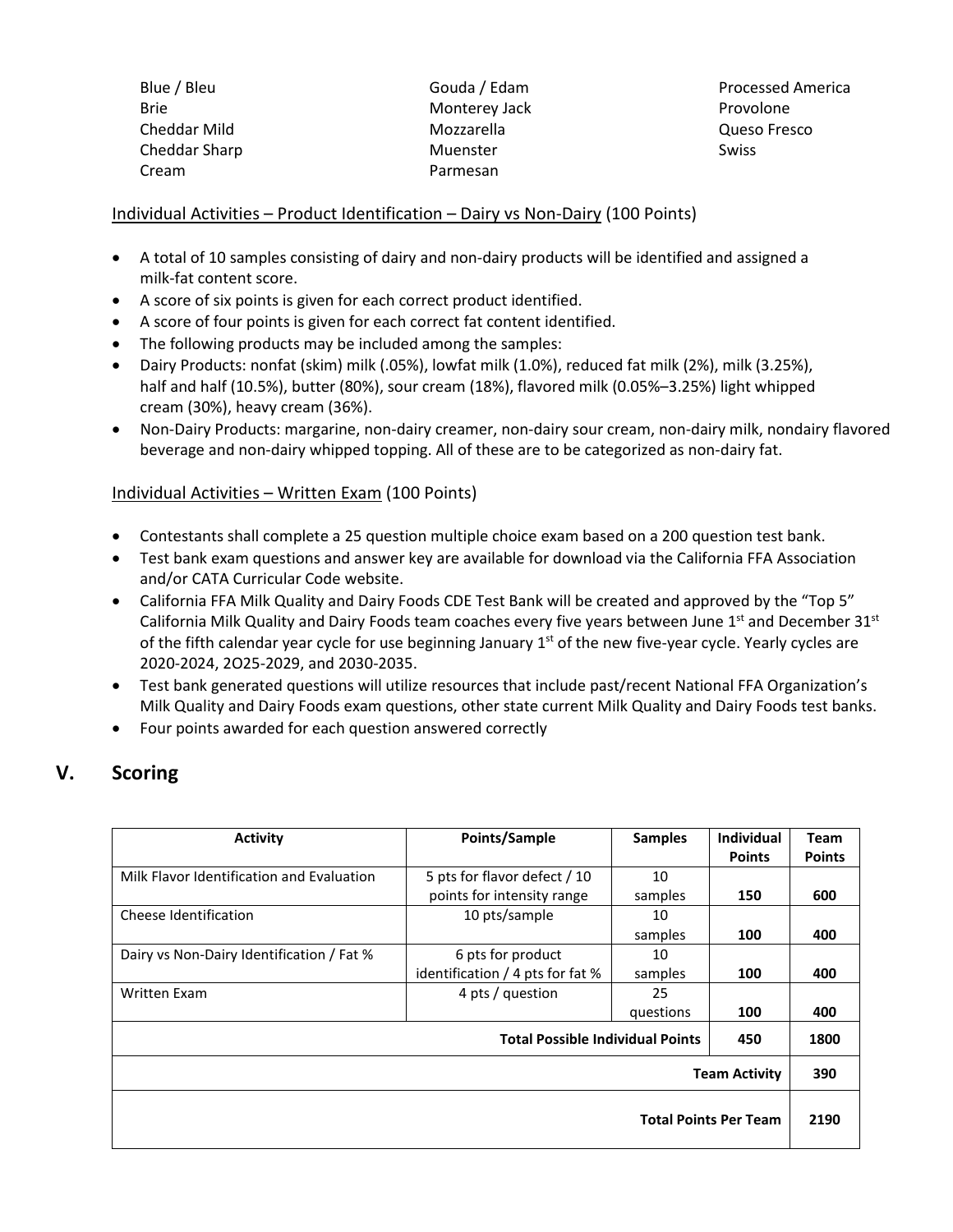Blue / Bleu
Brie
Cheddar Mild
Cheddar Sharp
Cream
Gouda / Edam
Monterey Jack
Mozzarella
Muenster
Parmesan
Processed America
Provolone
Queso Fresco
Swiss

Individual Activities – Product Identification – Dairy vs Non-Dairy (100 Points)

- A total of 10 samples consisting of dairy and non-dairy products will be identified and assigned a milk-fat content score.
- A score of six points is given for each correct product identified.
- A score of four points is given for each correct fat content identified.
- The following products may be included among the samples:
- Dairy Products: nonfat (skim) milk (.05%), lowfat milk (1.0%), reduced fat milk (2%), milk (3.25%), half and half (10.5%), butter (80%), sour cream (18%), flavored milk (0.05%–3.25%) light whipped cream (30%), heavy cream (36%).
- Non-Dairy Products: margarine, non-dairy creamer, non-dairy sour cream, non-dairy milk, nondairy flavored beverage and non-dairy whipped topping. All of these are to be categorized as non-dairy fat.

Individual Activities – Written Exam (100 Points)

- Contestants shall complete a 25 question multiple choice exam based on a 200 question test bank.
- Test bank exam questions and answer key are available for download via the California FFA Association and/or CATA Curricular Code website.
- California FFA Milk Quality and Dairy Foods CDE Test Bank will be created and approved by the "Top 5" California Milk Quality and Dairy Foods team coaches every five years between June 1st and December 31st of the fifth calendar year cycle for use beginning January 1st of the new five-year cycle. Yearly cycles are 2020-2024, 2O25-2029, and 2030-2035.
- Test bank generated questions will utilize resources that include past/recent National FFA Organization's Milk Quality and Dairy Foods exam questions, other state current Milk Quality and Dairy Foods test banks.
- Four points awarded for each question answered correctly

## V. Scoring

| Activity | Points/Sample | Samples | Individual Points | Team Points |
|---|---|---|---|---|
| Milk Flavor Identification and Evaluation | 5 pts for flavor defect / 10 points for intensity range | 10 samples | **150** | **600** |
| Cheese Identification | 10 pts/sample | 10 samples | **100** | **400** |
| Dairy vs Non-Dairy Identification / Fat % | 6 pts for product identification / 4 pts for fat % | 10 samples | **100** | **400** |
| Written Exam | 4 pts / question | 25 questions | **100** | **400** |
| | | **Total Possible Individual Points** | **450** | **1800** |
| | | | **Team Activity** | **390** |
| | | | **Total Points Per Team** | **2190** |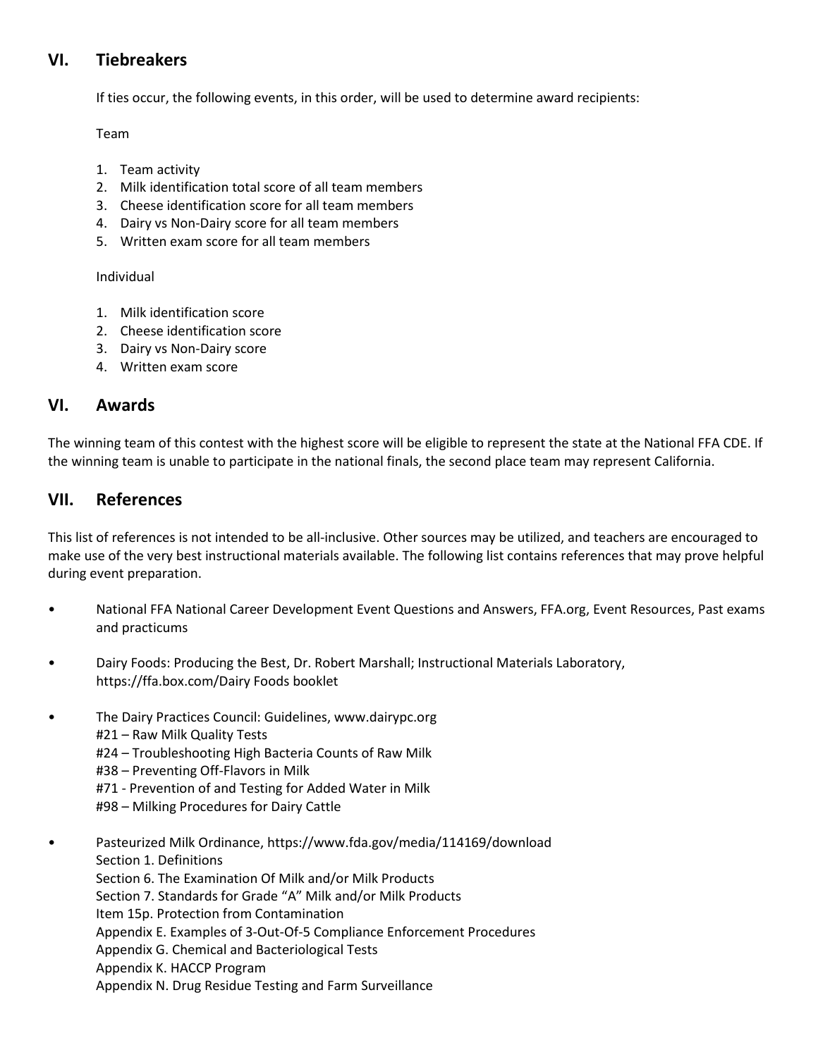## VI. Tiebreakers

If ties occur, the following events, in this order, will be used to determine award recipients:

Team

1. Team activity
2. Milk identification total score of all team members
3. Cheese identification score for all team members
4. Dairy vs Non-Dairy score for all team members
5. Written exam score for all team members

Individual

1. Milk identification score
2. Cheese identification score
3. Dairy vs Non-Dairy score
4. Written exam score

## VI. Awards

The winning team of this contest with the highest score will be eligible to represent the state at the National FFA CDE. If the winning team is unable to participate in the national finals, the second place team may represent California.

## VII. References

This list of references is not intended to be all-inclusive. Other sources may be utilized, and teachers are encouraged to make use of the very best instructional materials available. The following list contains references that may prove helpful during event preparation.

- National FFA National Career Development Event Questions and Answers, FFA.org, Event Resources, Past exams and practicums
- Dairy Foods: Producing the Best, Dr. Robert Marshall; Instructional Materials Laboratory, https://ffa.box.com/Dairy Foods booklet
- The Dairy Practices Council: Guidelines, www.dairypc.org
  #21 – Raw Milk Quality Tests
  #24 – Troubleshooting High Bacteria Counts of Raw Milk
  #38 – Preventing Off-Flavors in Milk
  #71 - Prevention of and Testing for Added Water in Milk
  #98 – Milking Procedures for Dairy Cattle
- Pasteurized Milk Ordinance, https://www.fda.gov/media/114169/download
  Section 1. Definitions
  Section 6. The Examination Of Milk and/or Milk Products
  Section 7. Standards for Grade "A" Milk and/or Milk Products
  Item 15p. Protection from Contamination
  Appendix E. Examples of 3-Out-Of-5 Compliance Enforcement Procedures
  Appendix G. Chemical and Bacteriological Tests
  Appendix K. HACCP Program
  Appendix N. Drug Residue Testing and Farm Surveillance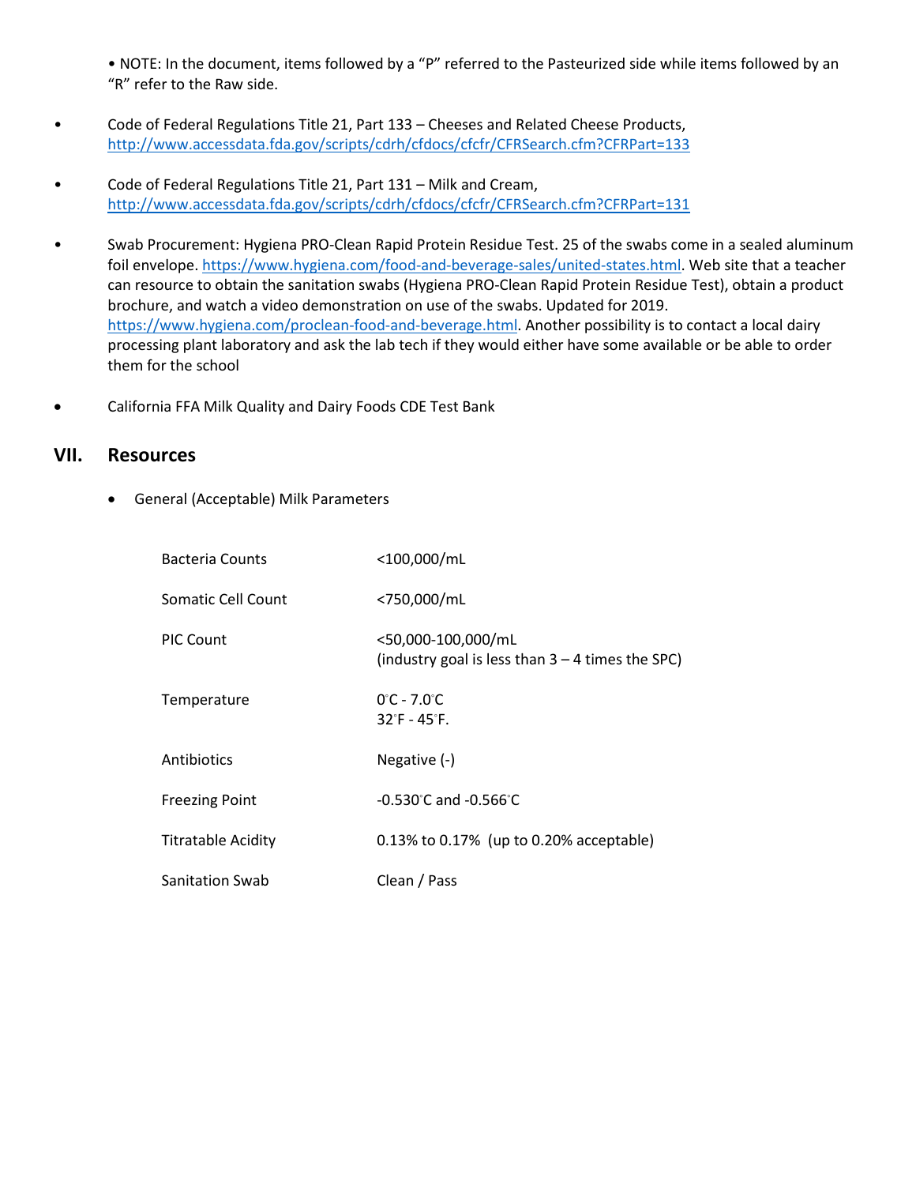• NOTE: In the document, items followed by a "P" referred to the Pasteurized side while items followed by an "R" refer to the Raw side.

- Code of Federal Regulations Title 21, Part 133 – Cheeses and Related Cheese Products, http://www.accessdata.fda.gov/scripts/cdrh/cfdocs/cfcfr/CFRSearch.cfm?CFRPart=133

- Code of Federal Regulations Title 21, Part 131 – Milk and Cream, http://www.accessdata.fda.gov/scripts/cdrh/cfdocs/cfcfr/CFRSearch.cfm?CFRPart=131

- Swab Procurement: Hygiena PRO-Clean Rapid Protein Residue Test. 25 of the swabs come in a sealed aluminum foil envelope. https://www.hygiena.com/food-and-beverage-sales/united-states.html. Web site that a teacher can resource to obtain the sanitation swabs (Hygiena PRO-Clean Rapid Protein Residue Test), obtain a product brochure, and watch a video demonstration on use of the swabs. Updated for 2019. https://www.hygiena.com/proclean-food-and-beverage.html. Another possibility is to contact a local dairy processing plant laboratory and ask the lab tech if they would either have some available or be able to order them for the school

- California FFA Milk Quality and Dairy Foods CDE Test Bank

## VII. Resources

- General (Acceptable) Milk Parameters

| | |
|---|---|
| Bacteria Counts | <100,000/mL |
| Somatic Cell Count | <750,000/mL |
| PIC Count | <50,000-100,000/mL (industry goal is less than 3 – 4 times the SPC) |
| Temperature | 0°C - 7.0°C<br>32°F - 45°F. |
| Antibiotics | Negative (-) |
| Freezing Point | -0.530°C and -0.566°C |
| Titratable Acidity | 0.13% to 0.17% (up to 0.20% acceptable) |
| Sanitation Swab | Clean / Pass |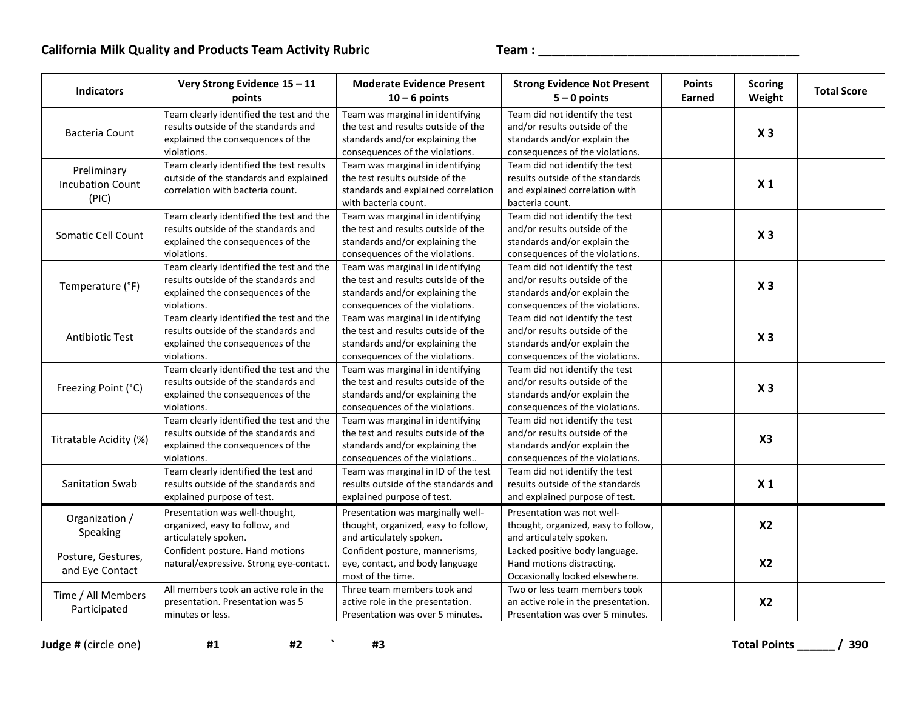**California Milk Quality and Products Team Activity Rubric** **Team : ________________________________________**

| Indicators | Very Strong Evidence 15 – 11 points | Moderate Evidence Present 10 – 6 points | Strong Evidence Not Present 5 – 0 points | Points Earned | Scoring Weight | Total Score |
|---|---|---|---|---|---|---|
| Bacteria Count | Team clearly identified the test and the results outside of the standards and explained the consequences of the violations. | Team was marginal in identifying the test and results outside of the standards and/or explaining the consequences of the violations. | Team did not identify the test and/or results outside of the standards and/or explain the consequences of the violations. | | X 3 | |
| Preliminary Incubation Count (PIC) | Team clearly identified the test results outside of the standards and explained correlation with bacteria count. | Team was marginal in identifying the test results outside of the standards and explained correlation with bacteria count. | Team did not identify the test results outside of the standards and explained correlation with bacteria count. | | X 1 | |
| Somatic Cell Count | Team clearly identified the test and the results outside of the standards and explained the consequences of the violations. | Team was marginal in identifying the test and results outside of the standards and/or explaining the consequences of the violations. | Team did not identify the test and/or results outside of the standards and/or explain the consequences of the violations. | | X 3 | |
| Temperature (°F) | Team clearly identified the test and the results outside of the standards and explained the consequences of the violations. | Team was marginal in identifying the test and results outside of the standards and/or explaining the consequences of the violations. | Team did not identify the test and/or results outside of the standards and/or explain the consequences of the violations. | | X 3 | |
| Antibiotic Test | Team clearly identified the test and the results outside of the standards and explained the consequences of the violations. | Team was marginal in identifying the test and results outside of the standards and/or explaining the consequences of the violations. | Team did not identify the test and/or results outside of the standards and/or explain the consequences of the violations. | | X 3 | |
| Freezing Point (°C) | Team clearly identified the test and the results outside of the standards and explained the consequences of the violations. | Team was marginal in identifying the test and results outside of the standards and/or explaining the consequences of the violations. | Team did not identify the test and/or results outside of the standards and/or explain the consequences of the violations. | | X 3 | |
| Titratable Acidity (%) | Team clearly identified the test and the results outside of the standards and explained the consequences of the violations. | Team was marginal in identifying the test and results outside of the standards and/or explaining the consequences of the violations.. | Team did not identify the test and/or results outside of the standards and/or explain the consequences of the violations. | | X3 | |
| Sanitation Swab | Team clearly identified the test and results outside of the standards and explained purpose of test. | Team was marginal in ID of the test results outside of the standards and explained purpose of test. | Team did not identify the test results outside of the standards and explained purpose of test. | | X 1 | |
| Organization / Speaking | Presentation was well-thought, organized, easy to follow, and articulately spoken. | Presentation was marginally well-thought, organized, easy to follow, and articulately spoken. | Presentation was not well-thought, organized, easy to follow, and articulately spoken. | | X2 | |
| Posture, Gestures, and Eye Contact | Confident posture. Hand motions natural/expressive. Strong eye-contact. | Confident posture, mannerisms, eye, contact, and body language most of the time. | Lacked positive body language. Hand motions distracting. Occasionally looked elsewhere. | | X2 | |
| Time / All Members Participated | All members took an active role in the presentation. Presentation was 5 minutes or less. | Three team members took and active role in the presentation. Presentation was over 5 minutes. | Two or less team members took an active role in the presentation. Presentation was over 5 minutes. | | X2 | |

**Judge #** (circle one) **#1** **#2** ` **#3**

**Total Points ______ / 390**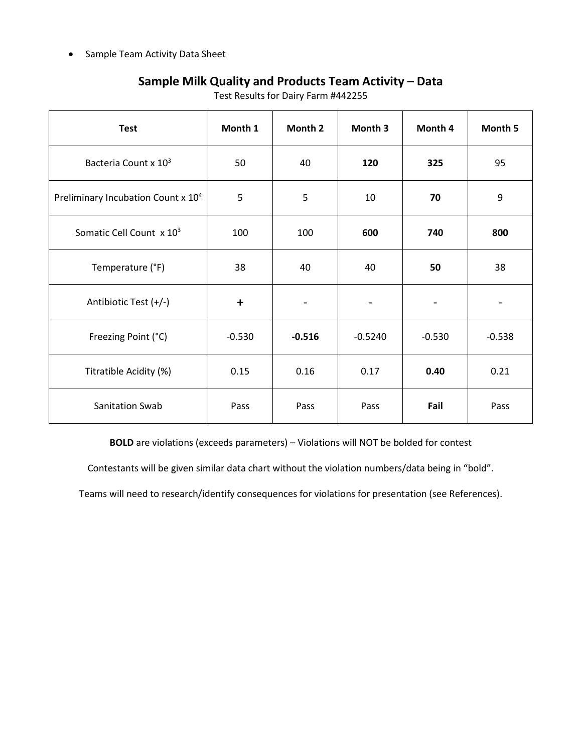- Sample Team Activity Data Sheet

## Sample Milk Quality and Products Team Activity – Data

Test Results for Dairy Farm #442255

| Test | Month 1 | Month 2 | Month 3 | Month 4 | Month 5 |
|---|---|---|---|---|---|
| Bacteria Count x $10^3$ | 50 | 40 | **120** | **325** | 95 |
| Preliminary Incubation Count x $10^4$ | 5 | 5 | 10 | **70** | 9 |
| Somatic Cell Count x $10^3$ | 100 | 100 | **600** | **740** | **800** |
| Temperature (°F) | 38 | 40 | 40 | **50** | 38 |
| Antibiotic Test (+/-) | **+** | - | - | - | - |
| Freezing Point (°C) | -0.530 | **-0.516** | -0.5240 | -0.530 | -0.538 |
| Titratible Acidity (%) | 0.15 | 0.16 | 0.17 | **0.40** | 0.21 |
| Sanitation Swab | Pass | Pass | Pass | **Fail** | Pass |

**BOLD** are violations (exceeds parameters) – Violations will NOT be bolded for contest

Contestants will be given similar data chart without the violation numbers/data being in "bold".

Teams will need to research/identify consequences for violations for presentation (see References).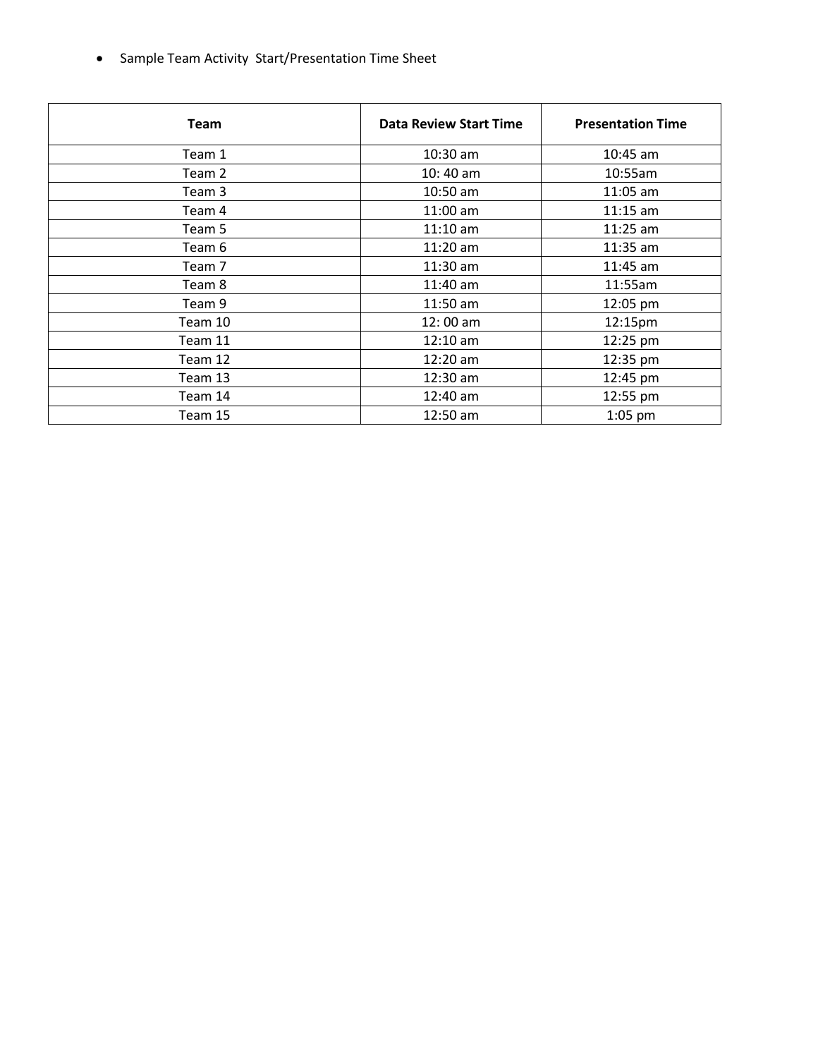- Sample Team Activity  Start/Presentation Time Sheet

| Team | Data Review Start Time | Presentation Time |
|---|---|---|
| Team 1 | 10:30 am | 10:45 am |
| Team 2 | 10: 40 am | 10:55am |
| Team 3 | 10:50 am | 11:05 am |
| Team 4 | 11:00 am | 11:15 am |
| Team 5 | 11:10 am | 11:25 am |
| Team 6 | 11:20 am | 11:35 am |
| Team 7 | 11:30 am | 11:45 am |
| Team 8 | 11:40 am | 11:55am |
| Team 9 | 11:50 am | 12:05 pm |
| Team 10 | 12: 00 am | 12:15pm |
| Team 11 | 12:10 am | 12:25 pm |
| Team 12 | 12:20 am | 12:35 pm |
| Team 13 | 12:30 am | 12:45 pm |
| Team 14 | 12:40 am | 12:55 pm |
| Team 15 | 12:50 am | 1:05 pm |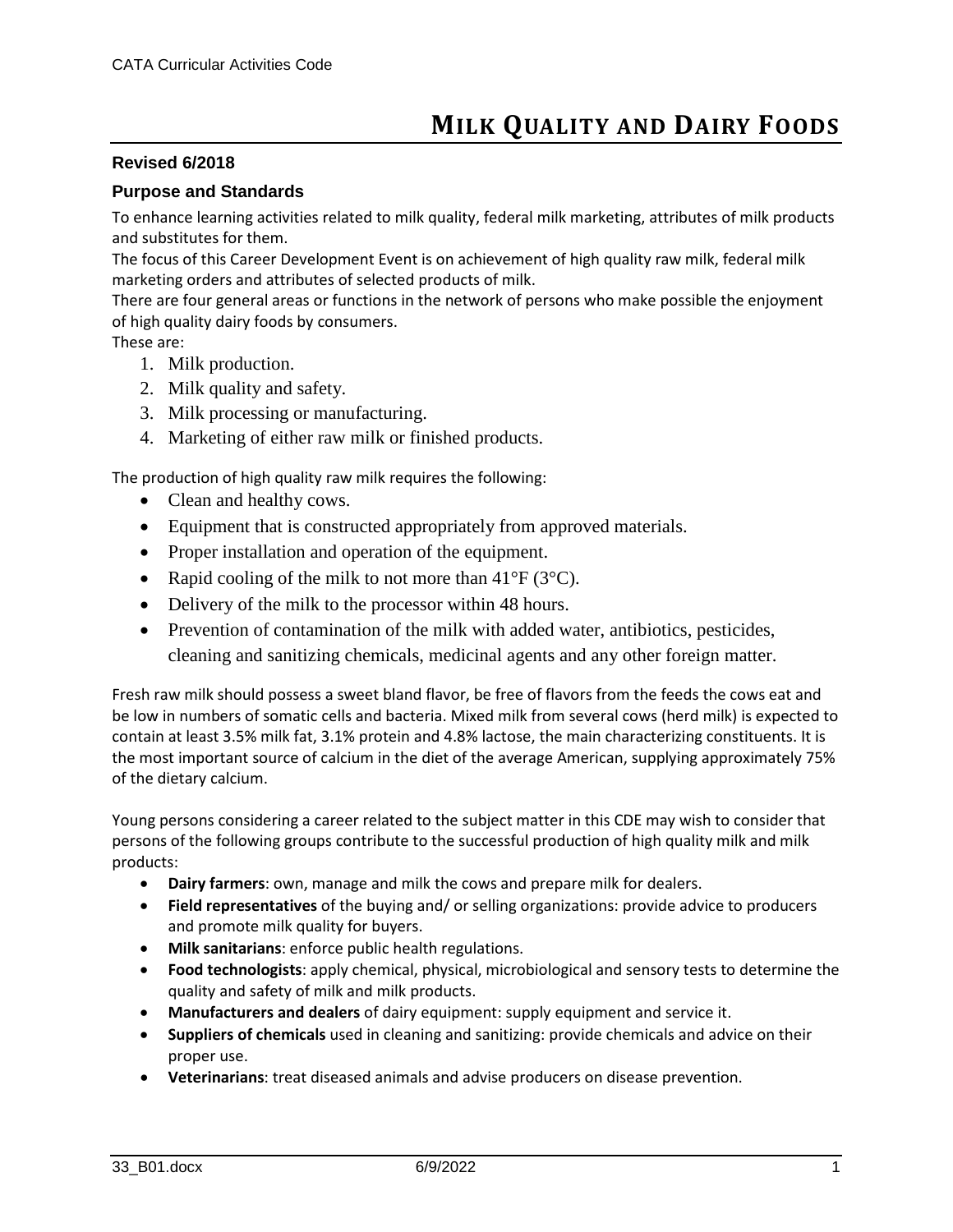# MILK QUALITY AND DAIRY FOODS

### Revised 6/2018

### Purpose and Standards

To enhance learning activities related to milk quality, federal milk marketing, attributes of milk products and substitutes for them.

The focus of this Career Development Event is on achievement of high quality raw milk, federal milk marketing orders and attributes of selected products of milk.

There are four general areas or functions in the network of persons who make possible the enjoyment of high quality dairy foods by consumers.

These are:

1. Milk production.
2. Milk quality and safety.
3. Milk processing or manufacturing.
4. Marketing of either raw milk or finished products.

The production of high quality raw milk requires the following:

- Clean and healthy cows.
- Equipment that is constructed appropriately from approved materials.
- Proper installation and operation of the equipment.
- Rapid cooling of the milk to not more than 41°F (3°C).
- Delivery of the milk to the processor within 48 hours.
- Prevention of contamination of the milk with added water, antibiotics, pesticides, cleaning and sanitizing chemicals, medicinal agents and any other foreign matter.

Fresh raw milk should possess a sweet bland flavor, be free of flavors from the feeds the cows eat and be low in numbers of somatic cells and bacteria. Mixed milk from several cows (herd milk) is expected to contain at least 3.5% milk fat, 3.1% protein and 4.8% lactose, the main characterizing constituents. It is the most important source of calcium in the diet of the average American, supplying approximately 75% of the dietary calcium.

Young persons considering a career related to the subject matter in this CDE may wish to consider that persons of the following groups contribute to the successful production of high quality milk and milk products:

- **Dairy farmers**: own, manage and milk the cows and prepare milk for dealers.
- **Field representatives** of the buying and/ or selling organizations: provide advice to producers and promote milk quality for buyers.
- **Milk sanitarians**: enforce public health regulations.
- **Food technologists**: apply chemical, physical, microbiological and sensory tests to determine the quality and safety of milk and milk products.
- **Manufacturers and dealers** of dairy equipment: supply equipment and service it.
- **Suppliers of chemicals** used in cleaning and sanitizing: provide chemicals and advice on their proper use.
- **Veterinarians**: treat diseased animals and advise producers on disease prevention.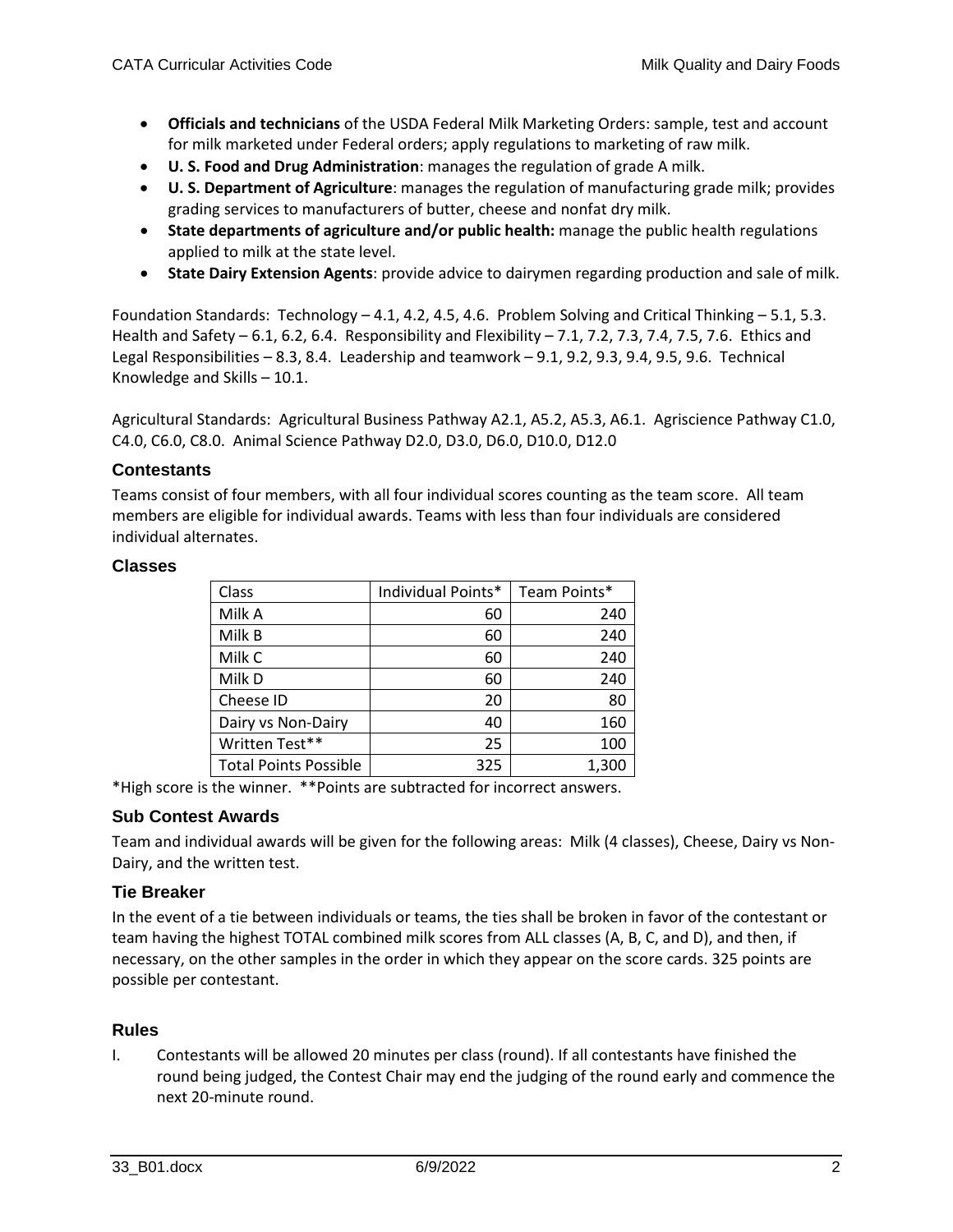- **Officials and technicians** of the USDA Federal Milk Marketing Orders: sample, test and account for milk marketed under Federal orders; apply regulations to marketing of raw milk.
- **U. S. Food and Drug Administration**: manages the regulation of grade A milk.
- **U. S. Department of Agriculture**: manages the regulation of manufacturing grade milk; provides grading services to manufacturers of butter, cheese and nonfat dry milk.
- **State departments of agriculture and/or public health:** manage the public health regulations applied to milk at the state level.
- **State Dairy Extension Agents**: provide advice to dairymen regarding production and sale of milk.

Foundation Standards: Technology – 4.1, 4.2, 4.5, 4.6. Problem Solving and Critical Thinking – 5.1, 5.3. Health and Safety – 6.1, 6.2, 6.4. Responsibility and Flexibility – 7.1, 7.2, 7.3, 7.4, 7.5, 7.6. Ethics and Legal Responsibilities – 8.3, 8.4. Leadership and teamwork – 9.1, 9.2, 9.3, 9.4, 9.5, 9.6. Technical Knowledge and Skills – 10.1.

Agricultural Standards: Agricultural Business Pathway A2.1, A5.2, A5.3, A6.1. Agriscience Pathway C1.0, C4.0, C6.0, C8.0. Animal Science Pathway D2.0, D3.0, D6.0, D10.0, D12.0

### Contestants

Teams consist of four members, with all four individual scores counting as the team score. All team members are eligible for individual awards. Teams with less than four individuals are considered individual alternates.

### Classes

| Class | Individual Points* | Team Points* |
|---|---:|---:|
| Milk A | 60 | 240 |
| Milk B | 60 | 240 |
| Milk C | 60 | 240 |
| Milk D | 60 | 240 |
| Cheese ID | 20 | 80 |
| Dairy vs Non-Dairy | 40 | 160 |
| Written Test** | 25 | 100 |
| Total Points Possible | 325 | 1,300 |

*High score is the winner. **Points are subtracted for incorrect answers.

### Sub Contest Awards

Team and individual awards will be given for the following areas: Milk (4 classes), Cheese, Dairy vs Non-Dairy, and the written test.

### Tie Breaker

In the event of a tie between individuals or teams, the ties shall be broken in favor of the contestant or team having the highest TOTAL combined milk scores from ALL classes (A, B, C, and D), and then, if necessary, on the other samples in the order in which they appear on the score cards. 325 points are possible per contestant.

### Rules

I. Contestants will be allowed 20 minutes per class (round). If all contestants have finished the round being judged, the Contest Chair may end the judging of the round early and commence the next 20-minute round.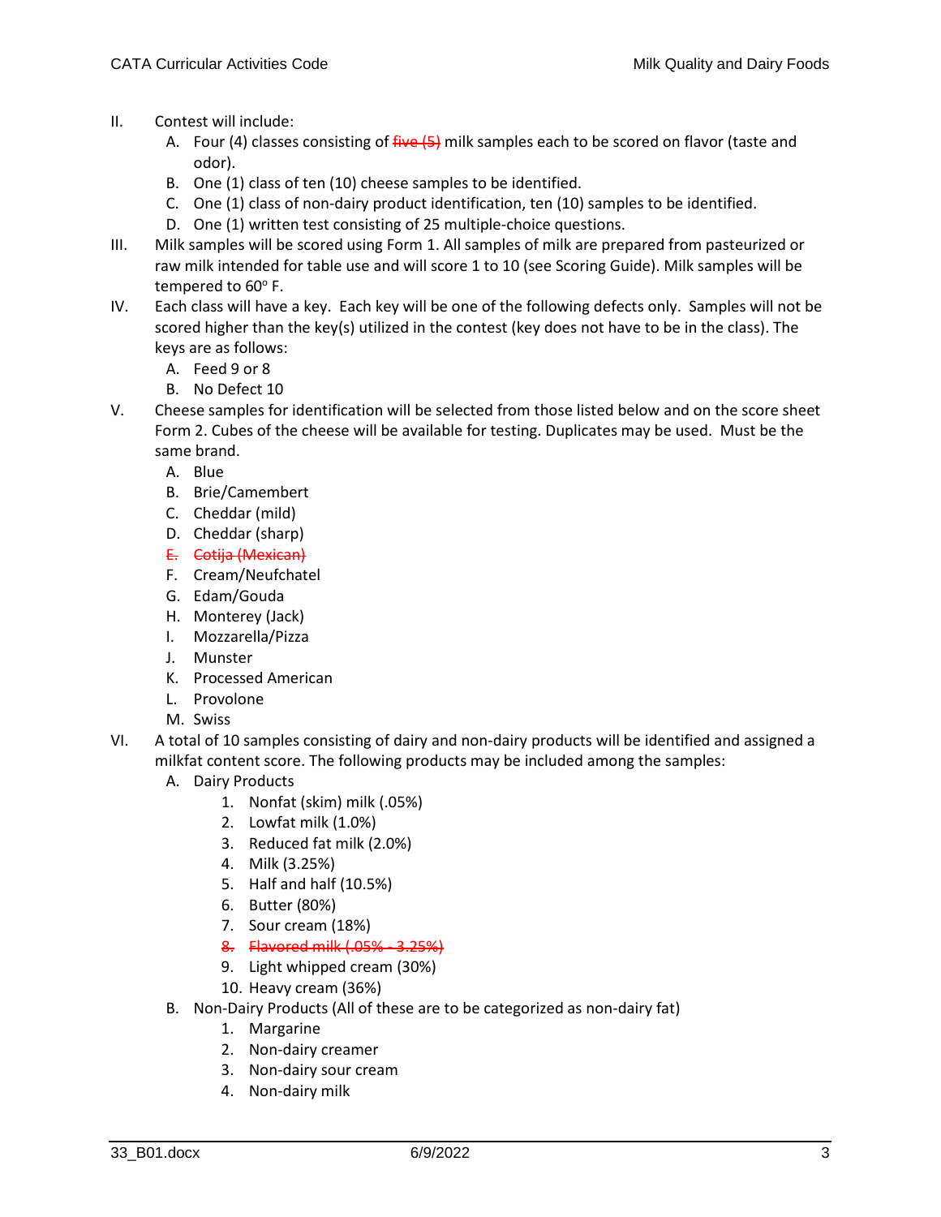II. Contest will include:
   A. Four (4) classes consisting of ~~five (5)~~ milk samples each to be scored on flavor (taste and odor).
   B. One (1) class of ten (10) cheese samples to be identified.
   C. One (1) class of non-dairy product identification, ten (10) samples to be identified.
   D. One (1) written test consisting of 25 multiple-choice questions.

III. Milk samples will be scored using Form 1. All samples of milk are prepared from pasteurized or raw milk intended for table use and will score 1 to 10 (see Scoring Guide). Milk samples will be tempered to 60° F.

IV. Each class will have a key. Each key will be one of the following defects only. Samples will not be scored higher than the key(s) utilized in the contest (key does not have to be in the class). The keys are as follows:
   A. Feed 9 or 8
   B. No Defect 10

V. Cheese samples for identification will be selected from those listed below and on the score sheet Form 2. Cubes of the cheese will be available for testing. Duplicates may be used. Must be the same brand.
   A. Blue
   B. Brie/Camembert
   C. Cheddar (mild)
   D. Cheddar (sharp)
   ~~E. Cotija (Mexican)~~
   F. Cream/Neufchatel
   G. Edam/Gouda
   H. Monterey (Jack)
   I. Mozzarella/Pizza
   J. Munster
   K. Processed American
   L. Provolone
   M. Swiss

VI. A total of 10 samples consisting of dairy and non-dairy products will be identified and assigned a milkfat content score. The following products may be included among the samples:
   A. Dairy Products
      1. Nonfat (skim) milk (.05%)
      2. Lowfat milk (1.0%)
      3. Reduced fat milk (2.0%)
      4. Milk (3.25%)
      5. Half and half (10.5%)
      6. Butter (80%)
      7. Sour cream (18%)
      ~~8. Flavored milk (.05% - 3.25%)~~
      9. Light whipped cream (30%)
      10. Heavy cream (36%)
   B. Non-Dairy Products (All of these are to be categorized as non-dairy fat)
      1. Margarine
      2. Non-dairy creamer
      3. Non-dairy sour cream
      4. Non-dairy milk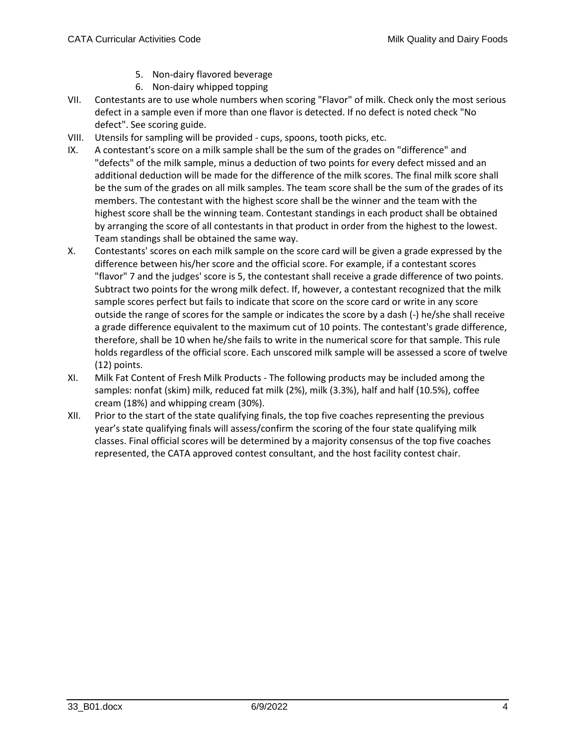5. Non-dairy flavored beverage
6. Non-dairy whipped topping

VII. Contestants are to use whole numbers when scoring "Flavor" of milk. Check only the most serious defect in a sample even if more than one flavor is detected. If no defect is noted check "No defect". See scoring guide.

VIII. Utensils for sampling will be provided - cups, spoons, tooth picks, etc.

IX. A contestant's score on a milk sample shall be the sum of the grades on "difference" and "defects" of the milk sample, minus a deduction of two points for every defect missed and an additional deduction will be made for the difference of the milk scores. The final milk score shall be the sum of the grades on all milk samples. The team score shall be the sum of the grades of its members. The contestant with the highest score shall be the winner and the team with the highest score shall be the winning team. Contestant standings in each product shall be obtained by arranging the score of all contestants in that product in order from the highest to the lowest. Team standings shall be obtained the same way.

X. Contestants' scores on each milk sample on the score card will be given a grade expressed by the difference between his/her score and the official score. For example, if a contestant scores "flavor" 7 and the judges' score is 5, the contestant shall receive a grade difference of two points. Subtract two points for the wrong milk defect. If, however, a contestant recognized that the milk sample scores perfect but fails to indicate that score on the score card or write in any score outside the range of scores for the sample or indicates the score by a dash (-) he/she shall receive a grade difference equivalent to the maximum cut of 10 points. The contestant's grade difference, therefore, shall be 10 when he/she fails to write in the numerical score for that sample. This rule holds regardless of the official score. Each unscored milk sample will be assessed a score of twelve (12) points.

XI. Milk Fat Content of Fresh Milk Products - The following products may be included among the samples: nonfat (skim) milk, reduced fat milk (2%), milk (3.3%), half and half (10.5%), coffee cream (18%) and whipping cream (30%).

XII. Prior to the start of the state qualifying finals, the top five coaches representing the previous year's state qualifying finals will assess/confirm the scoring of the four state qualifying milk classes. Final official scores will be determined by a majority consensus of the top five coaches represented, the CATA approved contest consultant, and the host facility contest chair.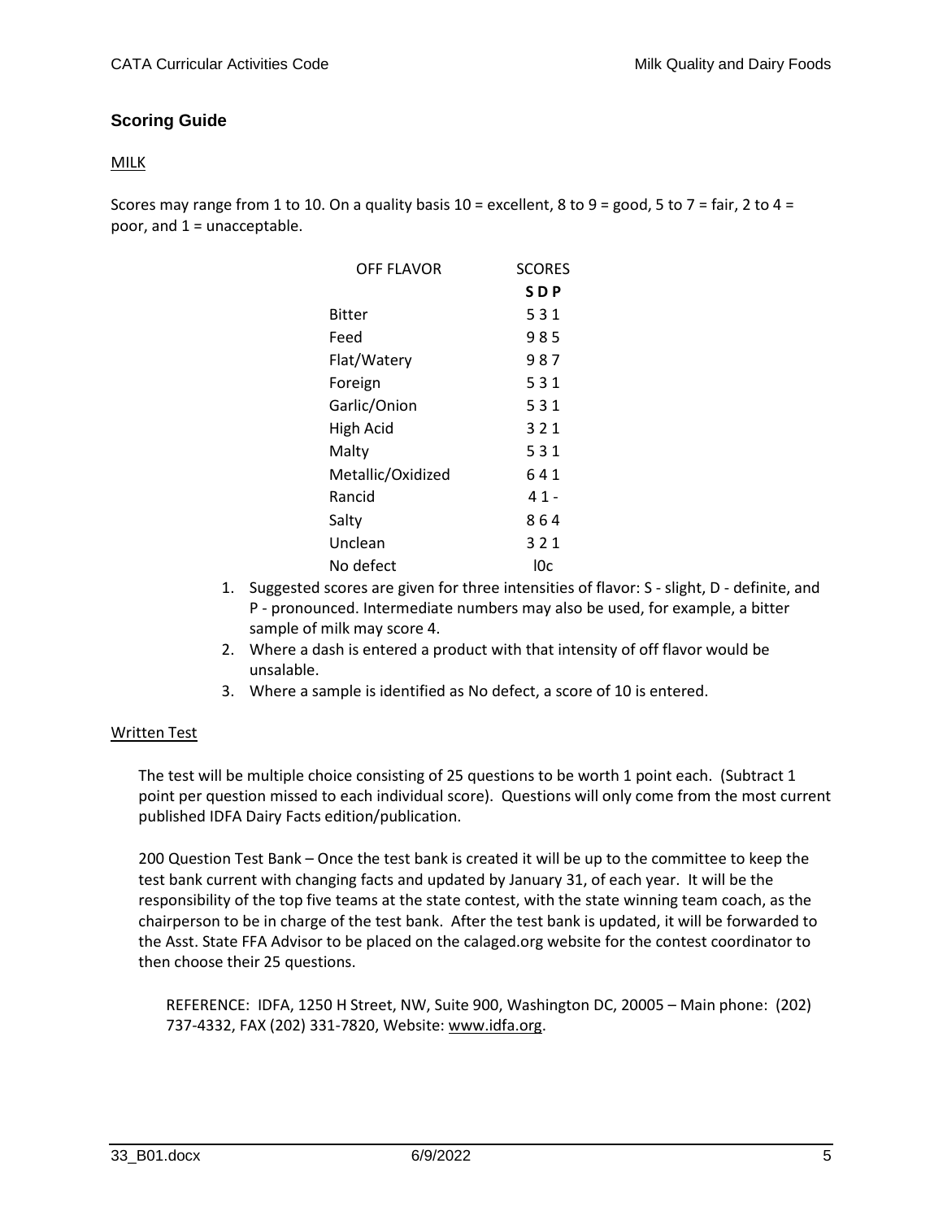## Scoring Guide

MILK

Scores may range from 1 to 10. On a quality basis 10 = excellent, 8 to 9 = good, 5 to 7 = fair, 2 to 4 = poor, and 1 = unacceptable.

| OFF FLAVOR | SCORES |
|---|---|
| | **S D P** |
| Bitter | 5 3 1 |
| Feed | 9 8 5 |
| Flat/Watery | 9 8 7 |
| Foreign | 5 3 1 |
| Garlic/Onion | 5 3 1 |
| High Acid | 3 2 1 |
| Malty | 5 3 1 |
| Metallic/Oxidized | 6 4 1 |
| Rancid | 4 1 - |
| Salty | 8 6 4 |
| Unclean | 3 2 1 |
| No defect | l0c |

1. Suggested scores are given for three intensities of flavor: S - slight, D - definite, and P - pronounced. Intermediate numbers may also be used, for example, a bitter sample of milk may score 4.
2. Where a dash is entered a product with that intensity of off flavor would be unsalable.
3. Where a sample is identified as No defect, a score of 10 is entered.

Written Test

The test will be multiple choice consisting of 25 questions to be worth 1 point each. (Subtract 1 point per question missed to each individual score). Questions will only come from the most current published IDFA Dairy Facts edition/publication.

200 Question Test Bank – Once the test bank is created it will be up to the committee to keep the test bank current with changing facts and updated by January 31, of each year. It will be the responsibility of the top five teams at the state contest, with the state winning team coach, as the chairperson to be in charge of the test bank. After the test bank is updated, it will be forwarded to the Asst. State FFA Advisor to be placed on the calaged.org website for the contest coordinator to then choose their 25 questions.

REFERENCE: IDFA, 1250 H Street, NW, Suite 900, Washington DC, 20005 – Main phone: (202) 737-4332, FAX (202) 331-7820, Website: www.idfa.org.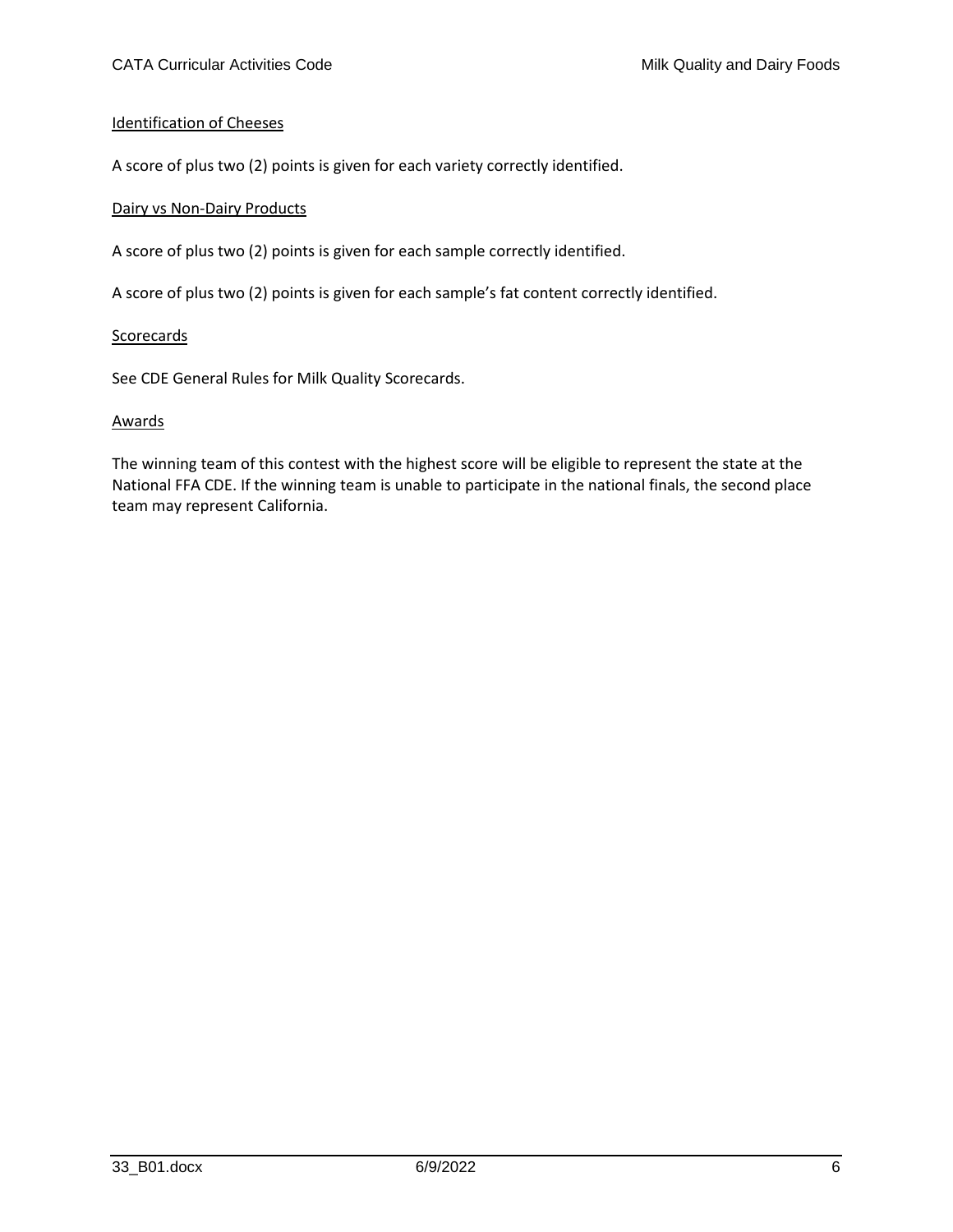### Identification of Cheeses

A score of plus two (2) points is given for each variety correctly identified.

### Dairy vs Non-Dairy Products

A score of plus two (2) points is given for each sample correctly identified.

A score of plus two (2) points is given for each sample's fat content correctly identified.

### Scorecards

See CDE General Rules for Milk Quality Scorecards.

### Awards

The winning team of this contest with the highest score will be eligible to represent the state at the National FFA CDE. If the winning team is unable to participate in the national finals, the second place team may represent California.